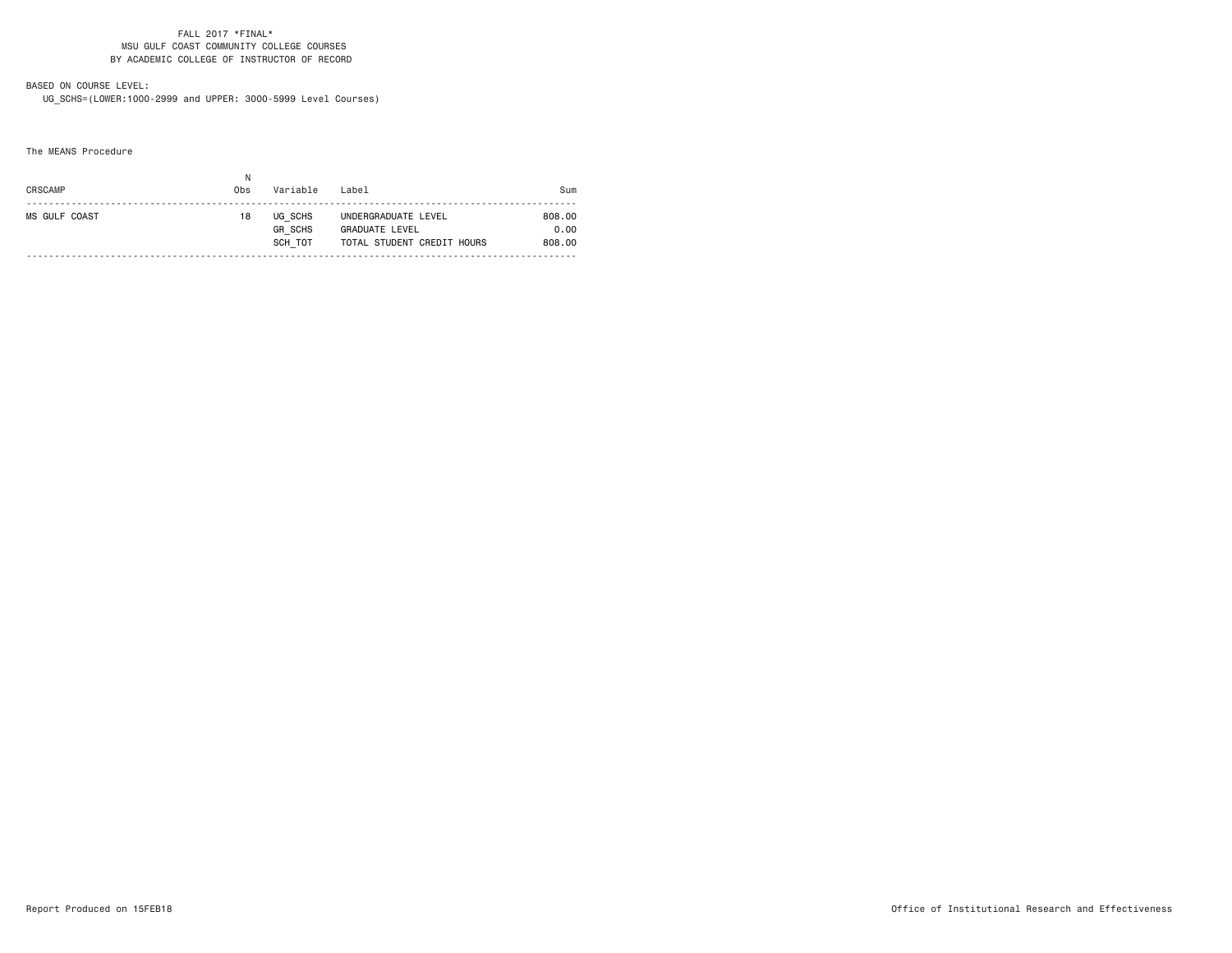FALL 2017 *FINAL*
MSU GULF COAST COMMUNITY COLLEGE COURSES
BY ACADEMIC COLLEGE OF INSTRUCTOR OF RECORD

BASED ON COURSE LEVEL:
UG_SCHS=(LOWER:1000-2999 and UPPER: 3000-5999 Level Courses)

The MEANS Procedure

| CRSCAMP | N Obs | Variable | Label | Sum |
|---|---|---|---|---|
| MS GULF COAST | 18 | UG_SCHS | UNDERGRADUATE LEVEL | 808.00 |
| | | GR_SCHS | GRADUATE LEVEL | 0.00 |
| | | SCH_TOT | TOTAL STUDENT CREDIT HOURS | 808.00 |

Report Produced on 15FEB18

Office of Institutional Research and Effectiveness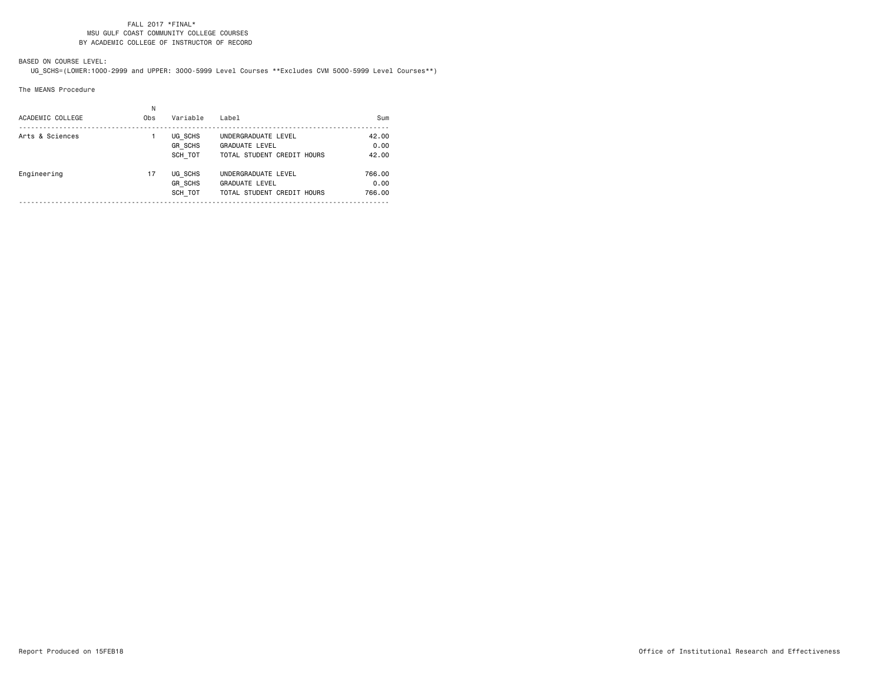FALL 2017 *FINAL*
MSU GULF COAST COMMUNITY COLLEGE COURSES
BY ACADEMIC COLLEGE OF INSTRUCTOR OF RECORD

BASED ON COURSE LEVEL:
UG_SCHS=(LOWER:1000-2999 and UPPER: 3000-5999 Level Courses **Excludes CVM 5000-5999 Level Courses**)

The MEANS Procedure

| ACADEMIC COLLEGE | N Obs | Variable | Label | Sum |
|---|---|---|---|---|
| Arts & Sciences | 1 | UG_SCHS | UNDERGRADUATE LEVEL | 42.00 |
| | | GR_SCHS | GRADUATE LEVEL | 0.00 |
| | | SCH_TOT | TOTAL STUDENT CREDIT HOURS | 42.00 |
| Engineering | 17 | UG_SCHS | UNDERGRADUATE LEVEL | 766.00 |
| | | GR_SCHS | GRADUATE LEVEL | 0.00 |
| | | SCH_TOT | TOTAL STUDENT CREDIT HOURS | 766.00 |

Report Produced on 15FEB18

Office of Institutional Research and Effectiveness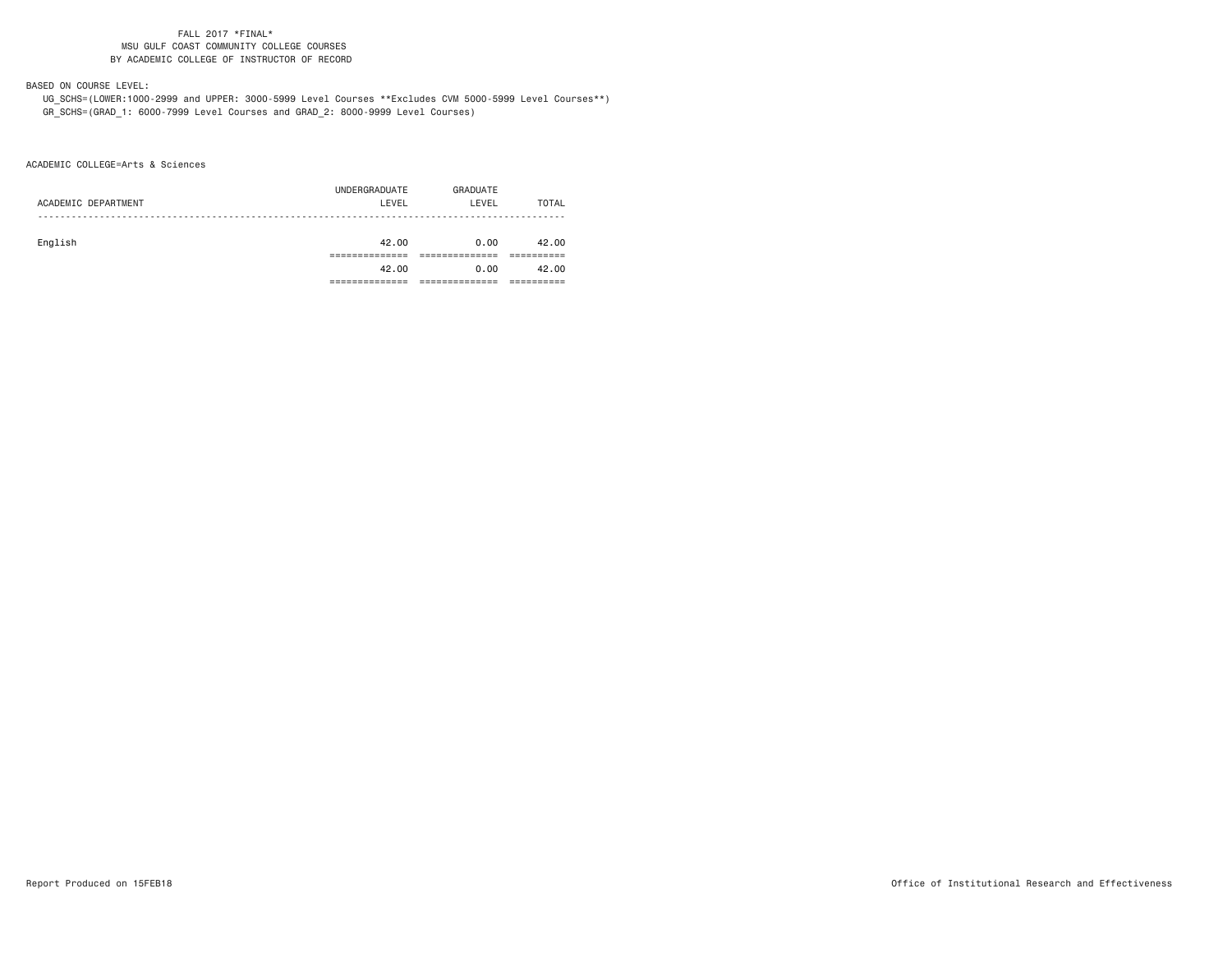FALL 2017 *FINAL*
MSU GULF COAST COMMUNITY COLLEGE COURSES
BY ACADEMIC COLLEGE OF INSTRUCTOR OF RECORD

BASED ON COURSE LEVEL:

UG_SCHS=(LOWER:1000-2999 and UPPER: 3000-5999 Level Courses **Excludes CVM 5000-5999 Level Courses**)
GR_SCHS=(GRAD_1: 6000-7999 Level Courses and GRAD_2: 8000-9999 Level Courses)

ACADEMIC COLLEGE=Arts & Sciences

| ACADEMIC DEPARTMENT | UNDERGRADUATE LEVEL | GRADUATE LEVEL | TOTAL |
|---|---|---|---|
| English | 42.00 | 0.00 | 42.00 |
| | 42.00 | 0.00 | 42.00 |

Report Produced on 15FEB18

Office of Institutional Research and Effectiveness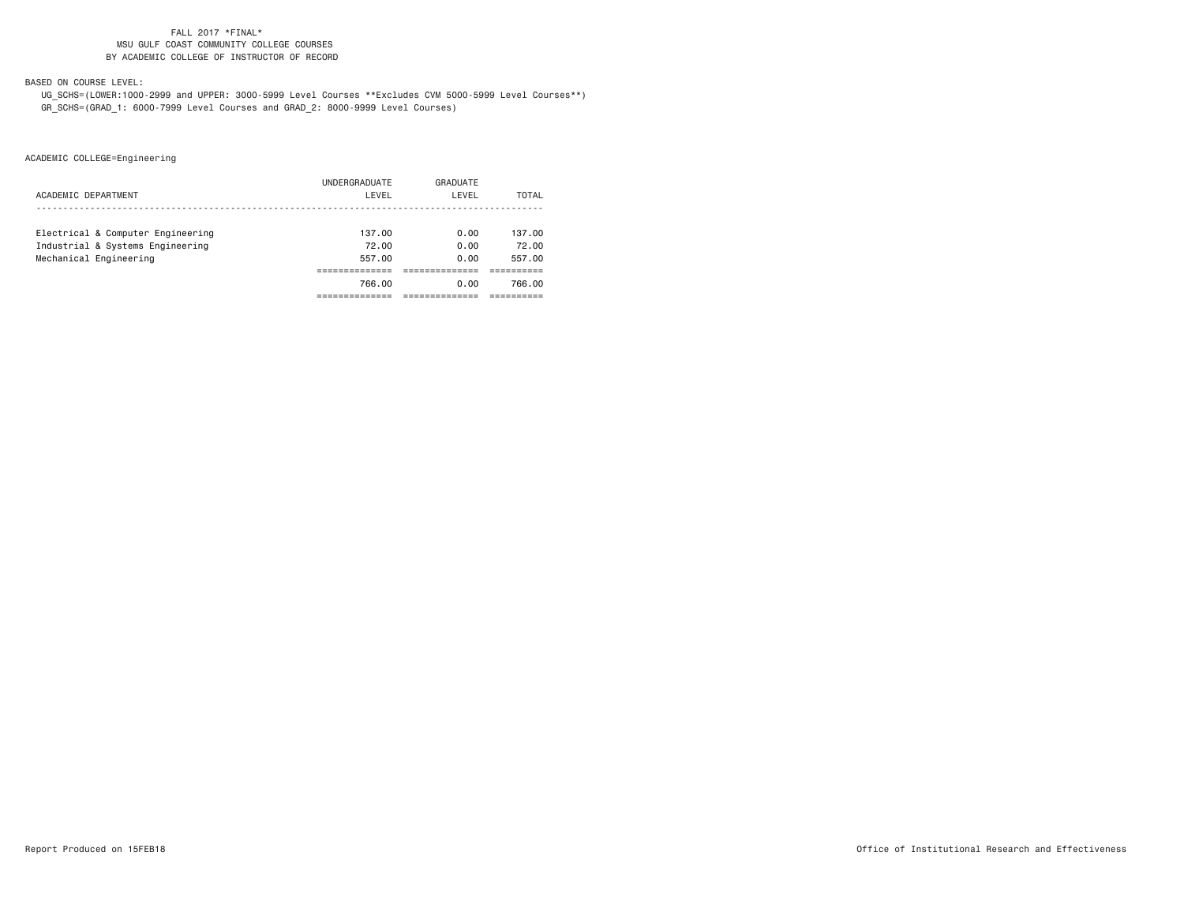FALL 2017 *FINAL*
MSU GULF COAST COMMUNITY COLLEGE COURSES
BY ACADEMIC COLLEGE OF INSTRUCTOR OF RECORD

BASED ON COURSE LEVEL:

UG_SCHS=(LOWER:1000-2999 and UPPER: 3000-5999 Level Courses **Excludes CVM 5000-5999 Level Courses**)
GR_SCHS=(GRAD_1: 6000-7999 Level Courses and GRAD_2: 8000-9999 Level Courses)

ACADEMIC COLLEGE=Engineering

| ACADEMIC DEPARTMENT | UNDERGRADUATE LEVEL | GRADUATE LEVEL | TOTAL |
|---|---|---|---|
| Electrical & Computer Engineering | 137.00 | 0.00 | 137.00 |
| Industrial & Systems Engineering | 72.00 | 0.00 | 72.00 |
| Mechanical Engineering | 557.00 | 0.00 | 557.00 |
| | 766.00 | 0.00 | 766.00 |

Report Produced on 15FEB18

Office of Institutional Research and Effectiveness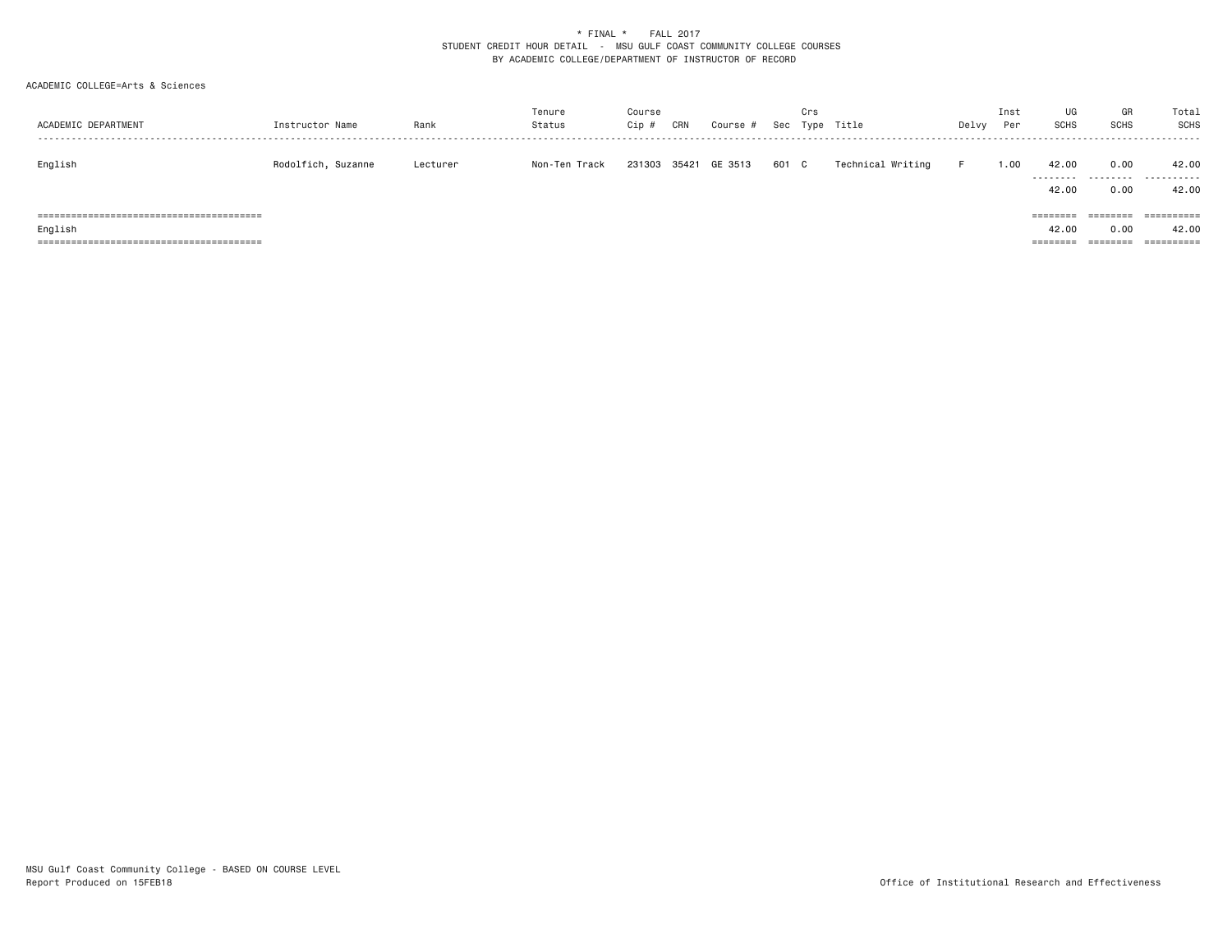\* FINAL \* FALL 2017
STUDENT CREDIT HOUR DETAIL - MSU GULF COAST COMMUNITY COLLEGE COURSES
BY ACADEMIC COLLEGE/DEPARTMENT OF INSTRUCTOR OF RECORD

ACADEMIC COLLEGE=Arts & Sciences

| ACADEMIC DEPARTMENT | Instructor Name | Rank | Tenure Status | Course Cip # | CRN | Course # | Sec | Crs Type | Title | Delvy | Inst Per | UG SCHS | GR SCHS | Total SCHS |
|---|---|---|---|---|---|---|---|---|---|---|---|---|---|---|
| English | Rodolfich, Suzanne | Lecturer | Non-Ten Track | 231303 | 35421 | GE 3513 | 601 | C | Technical Writing | F | 1.00 | 42.00 | 0.00 | 42.00 |
| | | | | | | | | | | | | 42.00 | 0.00 | 42.00 |
| English | | | | | | | | | | | | 42.00 | 0.00 | 42.00 |

MSU Gulf Coast Community College - BASED ON COURSE LEVEL
Report Produced on 15FEB18

Office of Institutional Research and Effectiveness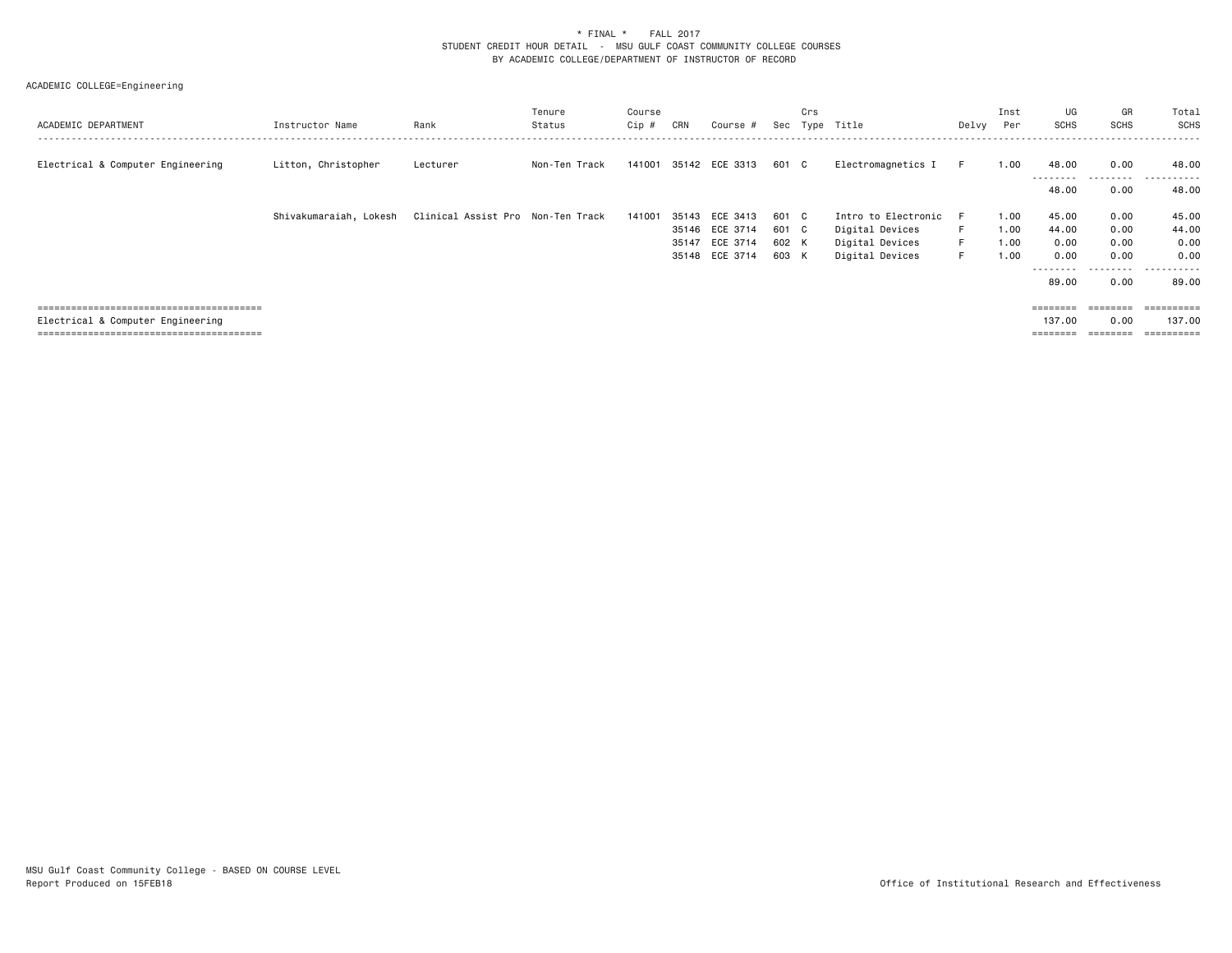\* FINAL \* FALL 2017
STUDENT CREDIT HOUR DETAIL - MSU GULF COAST COMMUNITY COLLEGE COURSES
BY ACADEMIC COLLEGE/DEPARTMENT OF INSTRUCTOR OF RECORD

ACADEMIC COLLEGE=Engineering

| ACADEMIC DEPARTMENT | Instructor Name | Rank | Tenure Status | Course Cip # | CRN | Course # | Sec | Crs Type | Title | Delvy | Inst Per | UG SCHS | GR SCHS | Total SCHS |
|---|---|---|---|---|---|---|---|---|---|---|---|---|---|---|
| Electrical & Computer Engineering | Litton, Christopher | Lecturer | Non-Ten Track | 141001 | 35142 | ECE 3313 | 601 | C | Electromagnetics I | F | 1.00 | 48.00 | 0.00 | 48.00 |
| | | | | | | | | | | | | 48.00 | 0.00 | 48.00 |
| | Shivakumaraiah, Lokesh | Clinical Assist Pro | Non-Ten Track | 141001 | 35143 | ECE 3413 | 601 | C | Intro to Electronic | F | 1.00 | 45.00 | 0.00 | 45.00 |
| | | | | | 35146 | ECE 3714 | 601 | C | Digital Devices | F | 1.00 | 44.00 | 0.00 | 44.00 |
| | | | | | 35147 | ECE 3714 | 602 | K | Digital Devices | F | 1.00 | 0.00 | 0.00 | 0.00 |
| | | | | | 35148 | ECE 3714 | 603 | K | Digital Devices | F | 1.00 | 0.00 | 0.00 | 0.00 |
| | | | | | | | | | | | | 89.00 | 0.00 | 89.00 |
| Electrical & Computer Engineering | | | | | | | | | | | | 137.00 | 0.00 | 137.00 |

MSU Gulf Coast Community College - BASED ON COURSE LEVEL
Report Produced on 15FEB18

Office of Institutional Research and Effectiveness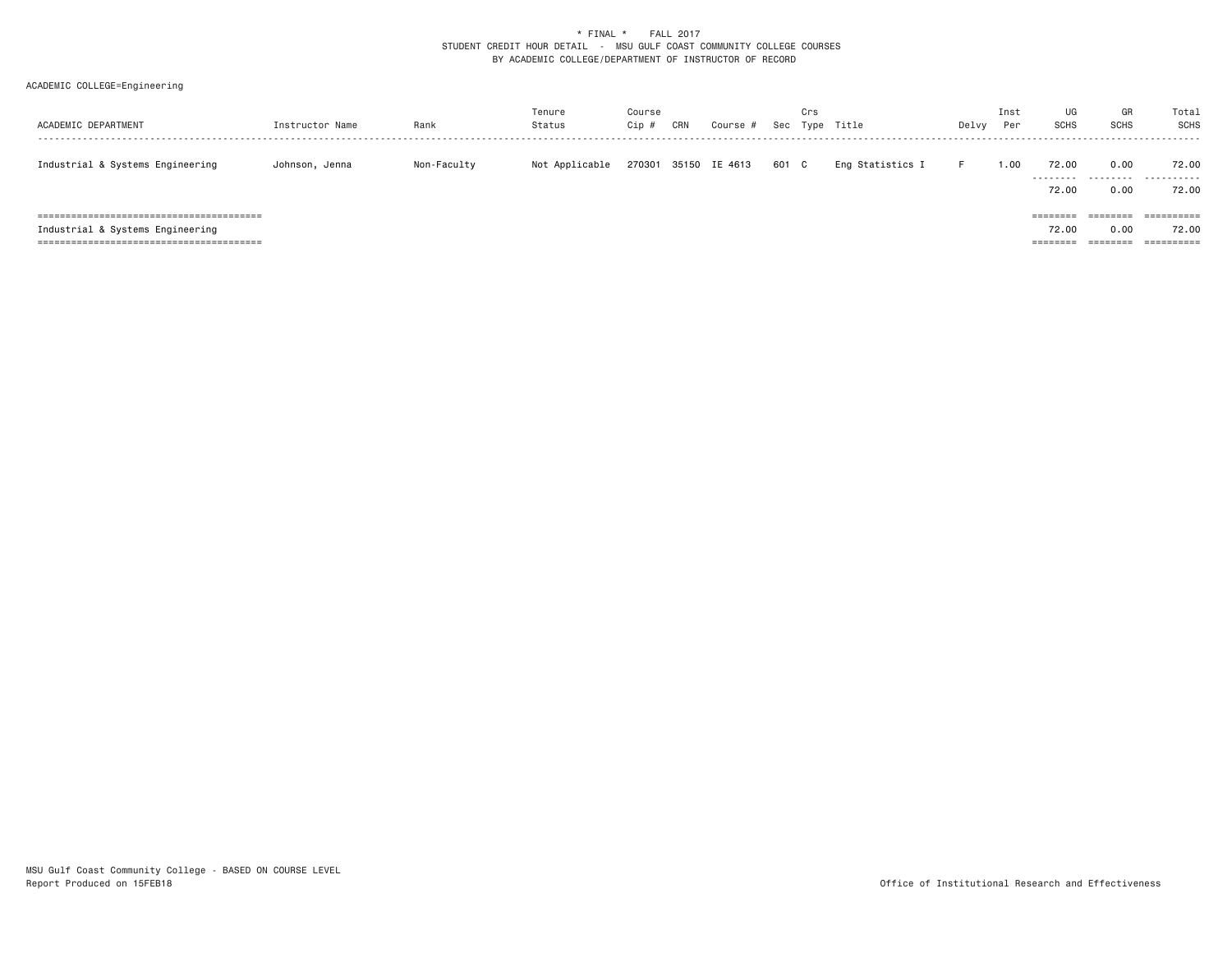\* FINAL \*    FALL 2017
STUDENT CREDIT HOUR DETAIL - MSU GULF COAST COMMUNITY COLLEGE COURSES
BY ACADEMIC COLLEGE/DEPARTMENT OF INSTRUCTOR OF RECORD

ACADEMIC COLLEGE=Engineering

| ACADEMIC DEPARTMENT | Instructor Name | Rank | Tenure Status | Course Cip # | CRN | Course # | Sec | Crs Type | Title | Delvy | Inst Per | UG SCHS | GR SCHS | Total SCHS |
|---|---|---|---|---|---|---|---|---|---|---|---|---|---|---|
| Industrial & Systems Engineering | Johnson, Jenna | Non-Faculty | Not Applicable | 270301 | 35150 | IE 4613 | 601 | C | Eng Statistics I | F | 1.00 | 72.00 | 0.00 | 72.00 |
| | | | | | | | | | | | | 72.00 | 0.00 | 72.00 |
| Industrial & Systems Engineering | | | | | | | | | | | | 72.00 | 0.00 | 72.00 |

MSU Gulf Coast Community College - BASED ON COURSE LEVEL
Report Produced on 15FEB18

Office of Institutional Research and Effectiveness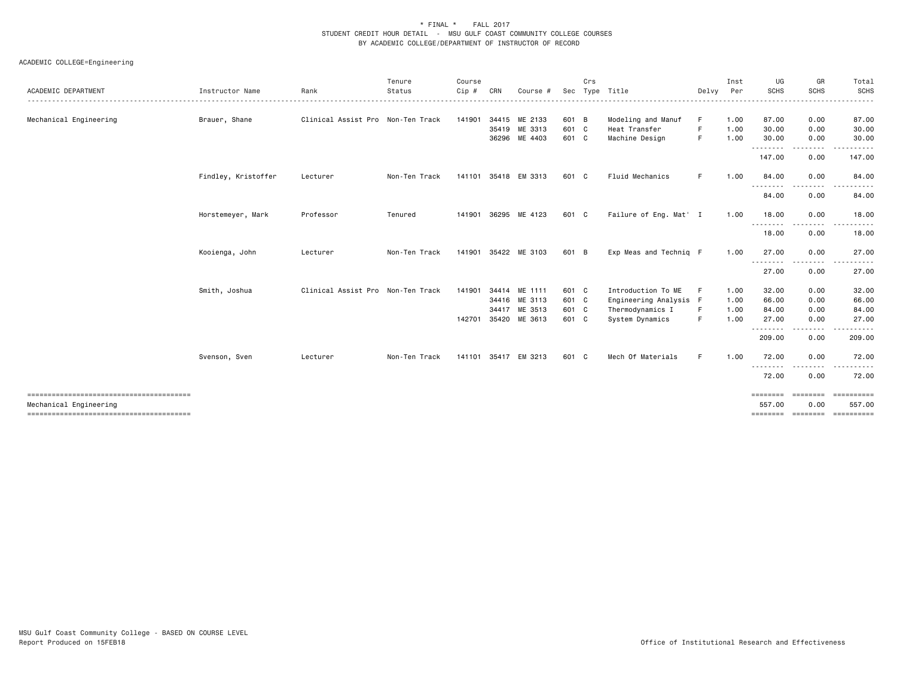\* FINAL \* FALL 2017
STUDENT CREDIT HOUR DETAIL - MSU GULF COAST COMMUNITY COLLEGE COURSES
BY ACADEMIC COLLEGE/DEPARTMENT OF INSTRUCTOR OF RECORD

ACADEMIC COLLEGE=Engineering

| ACADEMIC DEPARTMENT | Instructor Name | Rank | Tenure Status | Course Cip # | CRN | Course # | Sec | Crs Type | Title | Delvy | Inst Per | UG SCHS | GR SCHS | Total SCHS |
|---|---|---|---|---|---|---|---|---|---|---|---|---|---|---|
| Mechanical Engineering | Brauer, Shane | Clinical Assist Pro | Non-Ten Track | 141901 | 34415 | ME 2133 | 601 | B | Modeling and Manuf | F | 1.00 | 87.00 | 0.00 | 87.00 |
| | | | | | 35419 | ME 3313 | 601 | C | Heat Transfer | F | 1.00 | 30.00 | 0.00 | 30.00 |
| | | | | | 36296 | ME 4403 | 601 | C | Machine Design | F | 1.00 | 30.00 | 0.00 | 30.00 |
| | | | | | | | | | | | | 147.00 | 0.00 | 147.00 |
| | Findley, Kristoffer | Lecturer | Non-Ten Track | 141101 | 35418 | EM 3313 | 601 | C | Fluid Mechanics | F | 1.00 | 84.00 | 0.00 | 84.00 |
| | | | | | | | | | | | | 84.00 | 0.00 | 84.00 |
| | Horstemeyer, Mark | Professor | Tenured | 141901 | 36295 | ME 4123 | 601 | C | Failure of Eng. Mat' | I | 1.00 | 18.00 | 0.00 | 18.00 |
| | | | | | | | | | | | | 18.00 | 0.00 | 18.00 |
| | Kooienga, John | Lecturer | Non-Ten Track | 141901 | 35422 | ME 3103 | 601 | B | Exp Meas and Techniq | F | 1.00 | 27.00 | 0.00 | 27.00 |
| | | | | | | | | | | | | 27.00 | 0.00 | 27.00 |
| | Smith, Joshua | Clinical Assist Pro | Non-Ten Track | 141901 | 34414 | ME 1111 | 601 | C | Introduction To ME | F | 1.00 | 32.00 | 0.00 | 32.00 |
| | | | | | 34416 | ME 3113 | 601 | C | Engineering Analysis | F | 1.00 | 66.00 | 0.00 | 66.00 |
| | | | | | 34417 | ME 3513 | 601 | C | Thermodynamics I | F | 1.00 | 84.00 | 0.00 | 84.00 |
| | | | | 142701 | 35420 | ME 3613 | 601 | C | System Dynamics | F | 1.00 | 27.00 | 0.00 | 27.00 |
| | | | | | | | | | | | | 209.00 | 0.00 | 209.00 |
| | Svenson, Sven | Lecturer | Non-Ten Track | 141101 | 35417 | EM 3213 | 601 | C | Mech Of Materials | F | 1.00 | 72.00 | 0.00 | 72.00 |
| | | | | | | | | | | | | 72.00 | 0.00 | 72.00 |
| Mechanical Engineering | | | | | | | | | | | | 557.00 | 0.00 | 557.00 |

MSU Gulf Coast Community College - BASED ON COURSE LEVEL
Report Produced on 15FEB18

Office of Institutional Research and Effectiveness